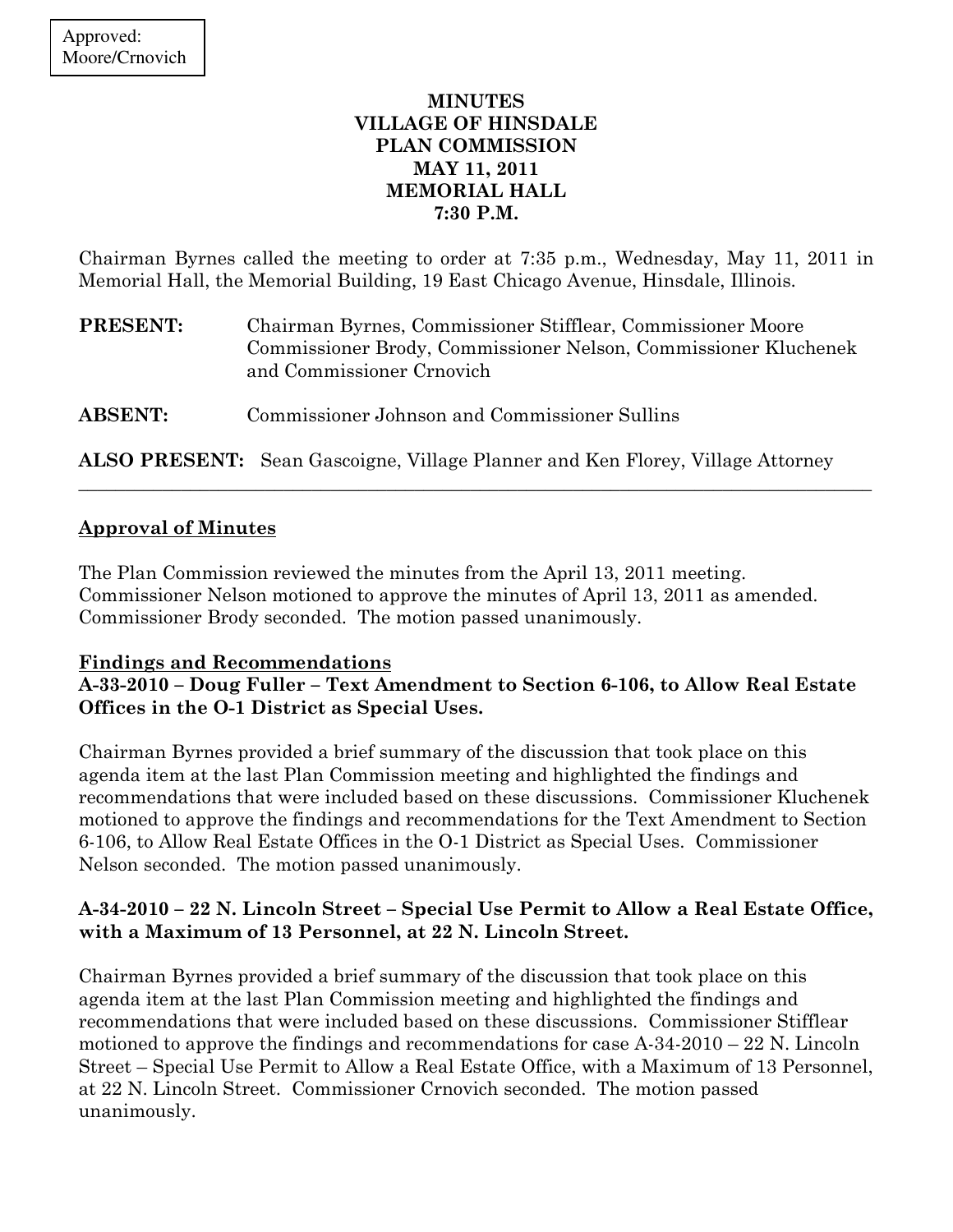Approved:
Moore/Crnovich

# MINUTES
# VILLAGE OF HINSDALE
# PLAN COMMISSION
# MAY 11, 2011
# MEMORIAL HALL
# 7:30 P.M.

Chairman Byrnes called the meeting to order at 7:35 p.m., Wednesday, May 11, 2011 in Memorial Hall, the Memorial Building, 19 East Chicago Avenue, Hinsdale, Illinois.

**PRESENT:** Chairman Byrnes, Commissioner Stifflear, Commissioner Moore Commissioner Brody, Commissioner Nelson, Commissioner Kluchenek and Commissioner Crnovich

**ABSENT:** Commissioner Johnson and Commissioner Sullins

**ALSO PRESENT:** Sean Gascoigne, Village Planner and Ken Florey, Village Attorney

---

## Approval of Minutes

The Plan Commission reviewed the minutes from the April 13, 2011 meeting. Commissioner Nelson motioned to approve the minutes of April 13, 2011 as amended. Commissioner Brody seconded. The motion passed unanimously.

## Findings and Recommendations

### A-33-2010 – Doug Fuller – Text Amendment to Section 6-106, to Allow Real Estate Offices in the O-1 District as Special Uses.

Chairman Byrnes provided a brief summary of the discussion that took place on this agenda item at the last Plan Commission meeting and highlighted the findings and recommendations that were included based on these discussions. Commissioner Kluchenek motioned to approve the findings and recommendations for the Text Amendment to Section 6-106, to Allow Real Estate Offices in the O-1 District as Special Uses. Commissioner Nelson seconded. The motion passed unanimously.

### A-34-2010 – 22 N. Lincoln Street – Special Use Permit to Allow a Real Estate Office, with a Maximum of 13 Personnel, at 22 N. Lincoln Street.

Chairman Byrnes provided a brief summary of the discussion that took place on this agenda item at the last Plan Commission meeting and highlighted the findings and recommendations that were included based on these discussions. Commissioner Stifflear motioned to approve the findings and recommendations for case A-34-2010 – 22 N. Lincoln Street – Special Use Permit to Allow a Real Estate Office, with a Maximum of 13 Personnel, at 22 N. Lincoln Street. Commissioner Crnovich seconded. The motion passed unanimously.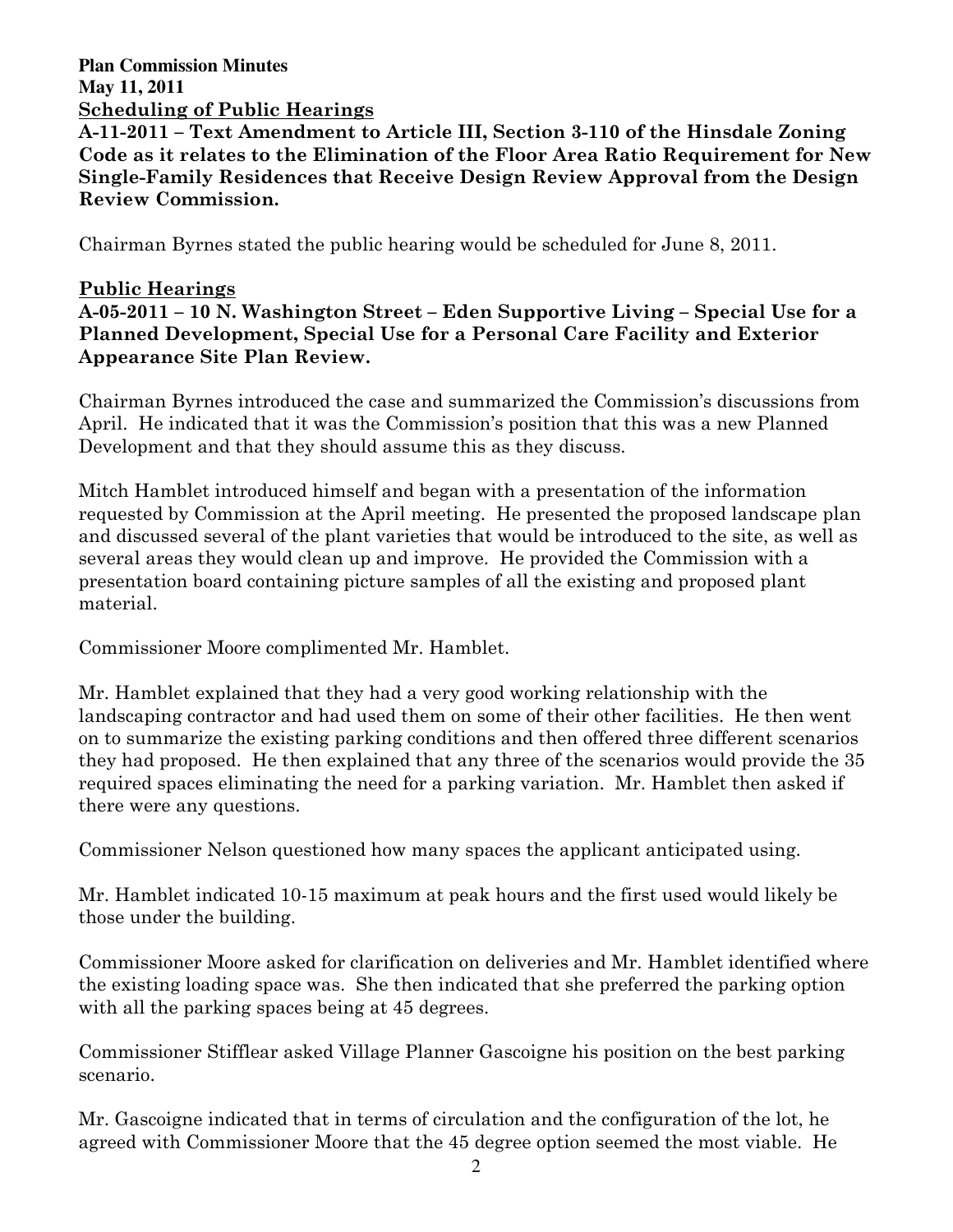**Plan Commission Minutes**
**May 11, 2011**

## Scheduling of Public Hearings

**A-11-2011 – Text Amendment to Article III, Section 3-110 of the Hinsdale Zoning Code as it relates to the Elimination of the Floor Area Ratio Requirement for New Single-Family Residences that Receive Design Review Approval from the Design Review Commission.**

Chairman Byrnes stated the public hearing would be scheduled for June 8, 2011.

## Public Hearings

**A-05-2011 – 10 N. Washington Street – Eden Supportive Living – Special Use for a Planned Development, Special Use for a Personal Care Facility and Exterior Appearance Site Plan Review.**

Chairman Byrnes introduced the case and summarized the Commission's discussions from April. He indicated that it was the Commission's position that this was a new Planned Development and that they should assume this as they discuss.

Mitch Hamblet introduced himself and began with a presentation of the information requested by Commission at the April meeting. He presented the proposed landscape plan and discussed several of the plant varieties that would be introduced to the site, as well as several areas they would clean up and improve. He provided the Commission with a presentation board containing picture samples of all the existing and proposed plant material.

Commissioner Moore complimented Mr. Hamblet.

Mr. Hamblet explained that they had a very good working relationship with the landscaping contractor and had used them on some of their other facilities. He then went on to summarize the existing parking conditions and then offered three different scenarios they had proposed. He then explained that any three of the scenarios would provide the 35 required spaces eliminating the need for a parking variation. Mr. Hamblet then asked if there were any questions.

Commissioner Nelson questioned how many spaces the applicant anticipated using.

Mr. Hamblet indicated 10-15 maximum at peak hours and the first used would likely be those under the building.

Commissioner Moore asked for clarification on deliveries and Mr. Hamblet identified where the existing loading space was. She then indicated that she preferred the parking option with all the parking spaces being at 45 degrees.

Commissioner Stifflear asked Village Planner Gascoigne his position on the best parking scenario.

Mr. Gascoigne indicated that in terms of circulation and the configuration of the lot, he agreed with Commissioner Moore that the 45 degree option seemed the most viable. He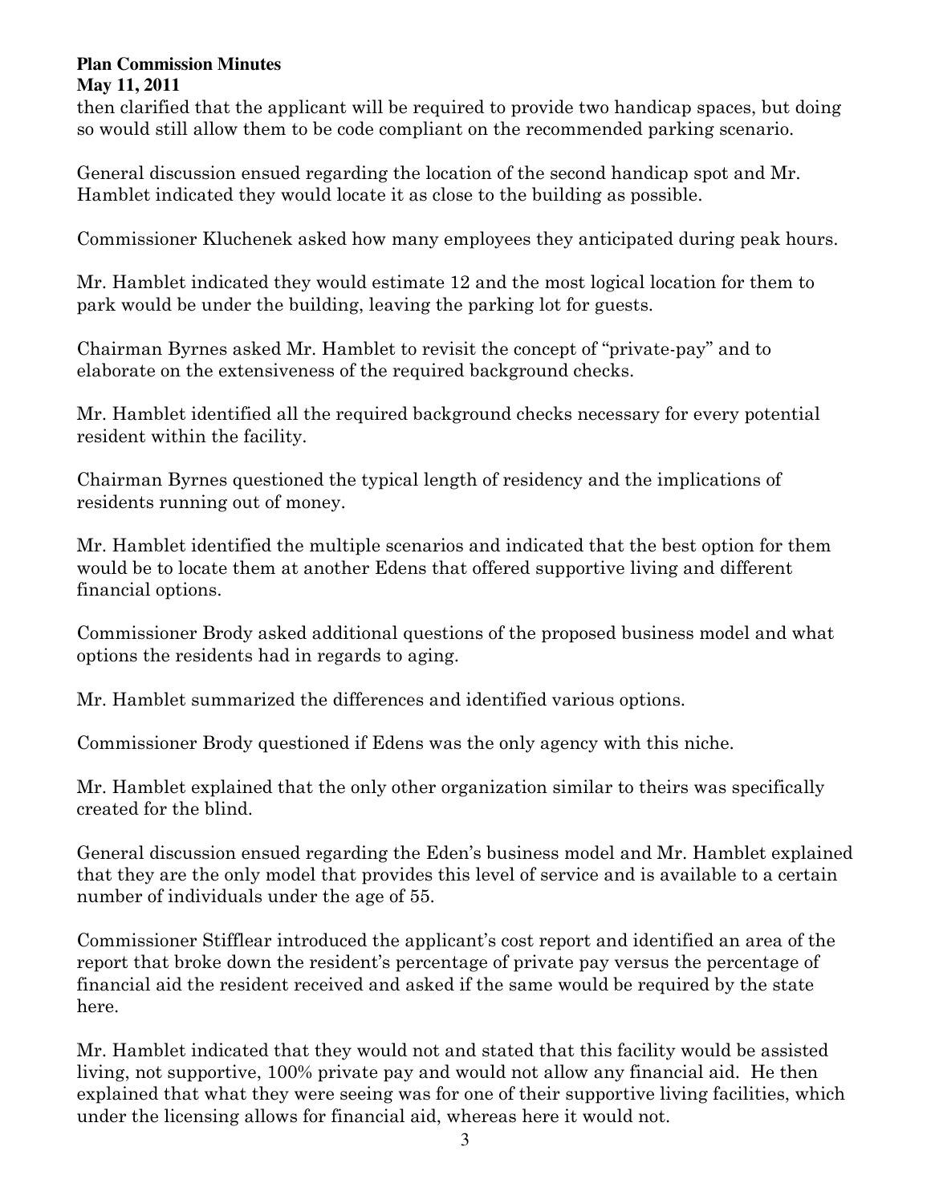then clarified that the applicant will be required to provide two handicap spaces, but doing so would still allow them to be code compliant on the recommended parking scenario.

General discussion ensued regarding the location of the second handicap spot and Mr. Hamblet indicated they would locate it as close to the building as possible.

Commissioner Kluchenek asked how many employees they anticipated during peak hours.

Mr. Hamblet indicated they would estimate 12 and the most logical location for them to park would be under the building, leaving the parking lot for guests.

Chairman Byrnes asked Mr. Hamblet to revisit the concept of "private-pay" and to elaborate on the extensiveness of the required background checks.

Mr. Hamblet identified all the required background checks necessary for every potential resident within the facility.

Chairman Byrnes questioned the typical length of residency and the implications of residents running out of money.

Mr. Hamblet identified the multiple scenarios and indicated that the best option for them would be to locate them at another Edens that offered supportive living and different financial options.

Commissioner Brody asked additional questions of the proposed business model and what options the residents had in regards to aging.

Mr. Hamblet summarized the differences and identified various options.

Commissioner Brody questioned if Edens was the only agency with this niche.

Mr. Hamblet explained that the only other organization similar to theirs was specifically created for the blind.

General discussion ensued regarding the Eden's business model and Mr. Hamblet explained that they are the only model that provides this level of service and is available to a certain number of individuals under the age of 55.

Commissioner Stifflear introduced the applicant's cost report and identified an area of the report that broke down the resident's percentage of private pay versus the percentage of financial aid the resident received and asked if the same would be required by the state here.

Mr. Hamblet indicated that they would not and stated that this facility would be assisted living, not supportive, 100% private pay and would not allow any financial aid. He then explained that what they were seeing was for one of their supportive living facilities, which under the licensing allows for financial aid, whereas here it would not.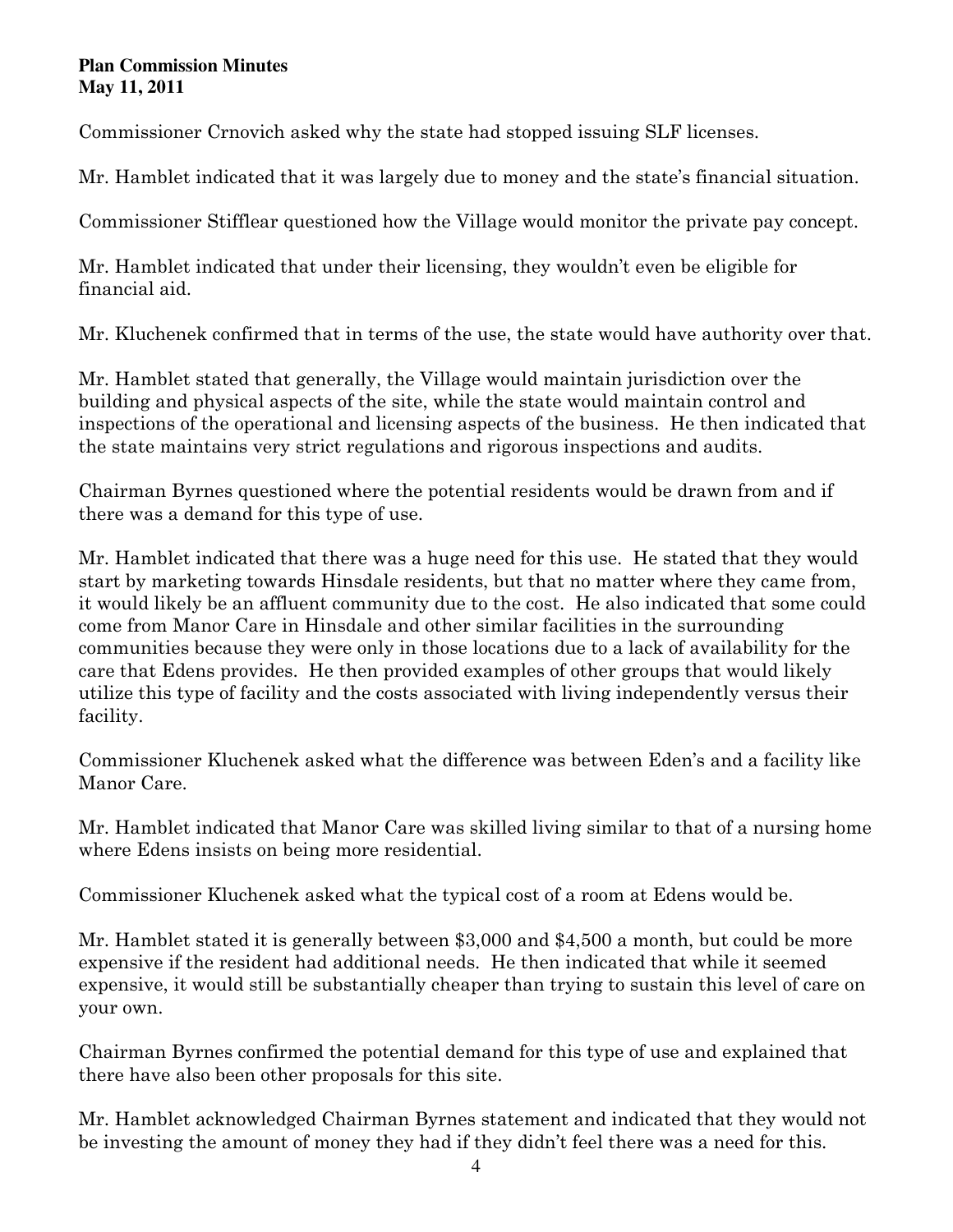Commissioner Crnovich asked why the state had stopped issuing SLF licenses.

Mr. Hamblet indicated that it was largely due to money and the state's financial situation.

Commissioner Stifflear questioned how the Village would monitor the private pay concept.

Mr. Hamblet indicated that under their licensing, they wouldn't even be eligible for financial aid.

Mr. Kluchenek confirmed that in terms of the use, the state would have authority over that.

Mr. Hamblet stated that generally, the Village would maintain jurisdiction over the building and physical aspects of the site, while the state would maintain control and inspections of the operational and licensing aspects of the business. He then indicated that the state maintains very strict regulations and rigorous inspections and audits.

Chairman Byrnes questioned where the potential residents would be drawn from and if there was a demand for this type of use.

Mr. Hamblet indicated that there was a huge need for this use. He stated that they would start by marketing towards Hinsdale residents, but that no matter where they came from, it would likely be an affluent community due to the cost. He also indicated that some could come from Manor Care in Hinsdale and other similar facilities in the surrounding communities because they were only in those locations due to a lack of availability for the care that Edens provides. He then provided examples of other groups that would likely utilize this type of facility and the costs associated with living independently versus their facility.

Commissioner Kluchenek asked what the difference was between Eden's and a facility like Manor Care.

Mr. Hamblet indicated that Manor Care was skilled living similar to that of a nursing home where Edens insists on being more residential.

Commissioner Kluchenek asked what the typical cost of a room at Edens would be.

Mr. Hamblet stated it is generally between $3,000 and $4,500 a month, but could be more expensive if the resident had additional needs. He then indicated that while it seemed expensive, it would still be substantially cheaper than trying to sustain this level of care on your own.

Chairman Byrnes confirmed the potential demand for this type of use and explained that there have also been other proposals for this site.

Mr. Hamblet acknowledged Chairman Byrnes statement and indicated that they would not be investing the amount of money they had if they didn't feel there was a need for this.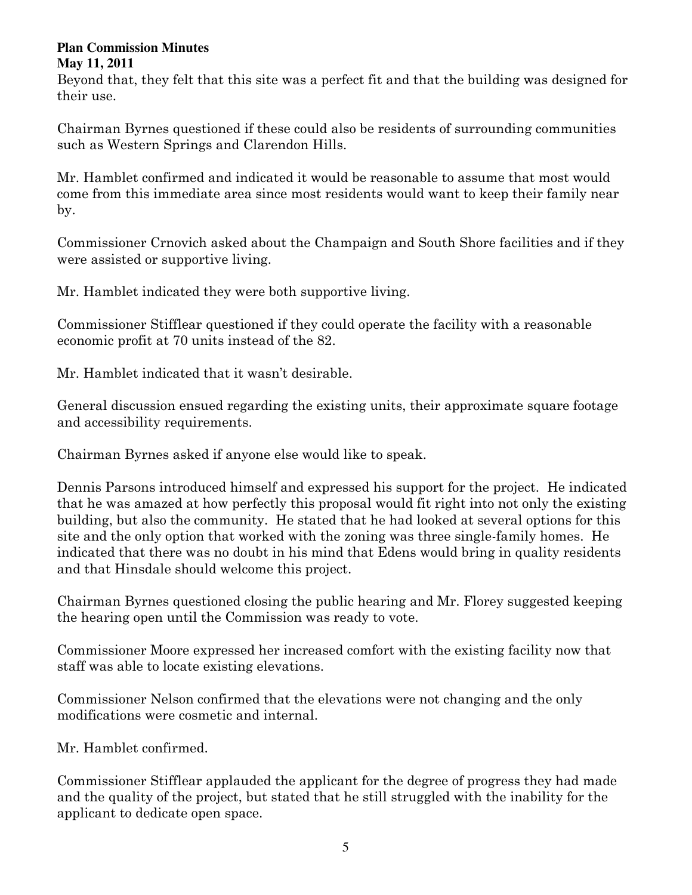Beyond that, they felt that this site was a perfect fit and that the building was designed for their use.

Chairman Byrnes questioned if these could also be residents of surrounding communities such as Western Springs and Clarendon Hills.

Mr. Hamblet confirmed and indicated it would be reasonable to assume that most would come from this immediate area since most residents would want to keep their family near by.

Commissioner Crnovich asked about the Champaign and South Shore facilities and if they were assisted or supportive living.

Mr. Hamblet indicated they were both supportive living.

Commissioner Stifflear questioned if they could operate the facility with a reasonable economic profit at 70 units instead of the 82.

Mr. Hamblet indicated that it wasn't desirable.

General discussion ensued regarding the existing units, their approximate square footage and accessibility requirements.

Chairman Byrnes asked if anyone else would like to speak.

Dennis Parsons introduced himself and expressed his support for the project. He indicated that he was amazed at how perfectly this proposal would fit right into not only the existing building, but also the community. He stated that he had looked at several options for this site and the only option that worked with the zoning was three single-family homes. He indicated that there was no doubt in his mind that Edens would bring in quality residents and that Hinsdale should welcome this project.

Chairman Byrnes questioned closing the public hearing and Mr. Florey suggested keeping the hearing open until the Commission was ready to vote.

Commissioner Moore expressed her increased comfort with the existing facility now that staff was able to locate existing elevations.

Commissioner Nelson confirmed that the elevations were not changing and the only modifications were cosmetic and internal.

Mr. Hamblet confirmed.

Commissioner Stifflear applauded the applicant for the degree of progress they had made and the quality of the project, but stated that he still struggled with the inability for the applicant to dedicate open space.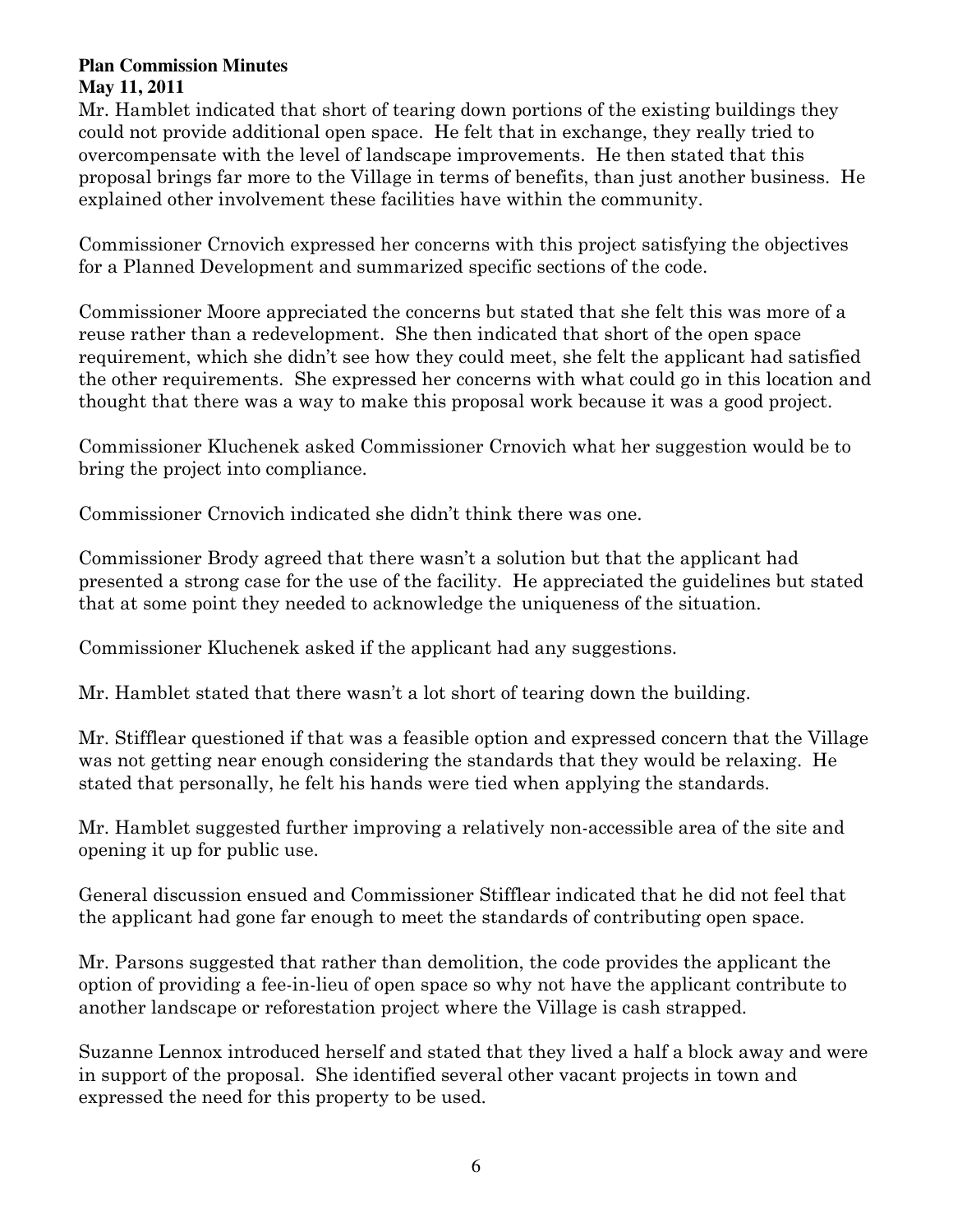Mr. Hamblet indicated that short of tearing down portions of the existing buildings they could not provide additional open space. He felt that in exchange, they really tried to overcompensate with the level of landscape improvements. He then stated that this proposal brings far more to the Village in terms of benefits, than just another business. He explained other involvement these facilities have within the community.

Commissioner Crnovich expressed her concerns with this project satisfying the objectives for a Planned Development and summarized specific sections of the code.

Commissioner Moore appreciated the concerns but stated that she felt this was more of a reuse rather than a redevelopment. She then indicated that short of the open space requirement, which she didn't see how they could meet, she felt the applicant had satisfied the other requirements. She expressed her concerns with what could go in this location and thought that there was a way to make this proposal work because it was a good project.

Commissioner Kluchenek asked Commissioner Crnovich what her suggestion would be to bring the project into compliance.

Commissioner Crnovich indicated she didn't think there was one.

Commissioner Brody agreed that there wasn't a solution but that the applicant had presented a strong case for the use of the facility. He appreciated the guidelines but stated that at some point they needed to acknowledge the uniqueness of the situation.

Commissioner Kluchenek asked if the applicant had any suggestions.

Mr. Hamblet stated that there wasn't a lot short of tearing down the building.

Mr. Stifflear questioned if that was a feasible option and expressed concern that the Village was not getting near enough considering the standards that they would be relaxing. He stated that personally, he felt his hands were tied when applying the standards.

Mr. Hamblet suggested further improving a relatively non-accessible area of the site and opening it up for public use.

General discussion ensued and Commissioner Stifflear indicated that he did not feel that the applicant had gone far enough to meet the standards of contributing open space.

Mr. Parsons suggested that rather than demolition, the code provides the applicant the option of providing a fee-in-lieu of open space so why not have the applicant contribute to another landscape or reforestation project where the Village is cash strapped.

Suzanne Lennox introduced herself and stated that they lived a half a block away and were in support of the proposal. She identified several other vacant projects in town and expressed the need for this property to be used.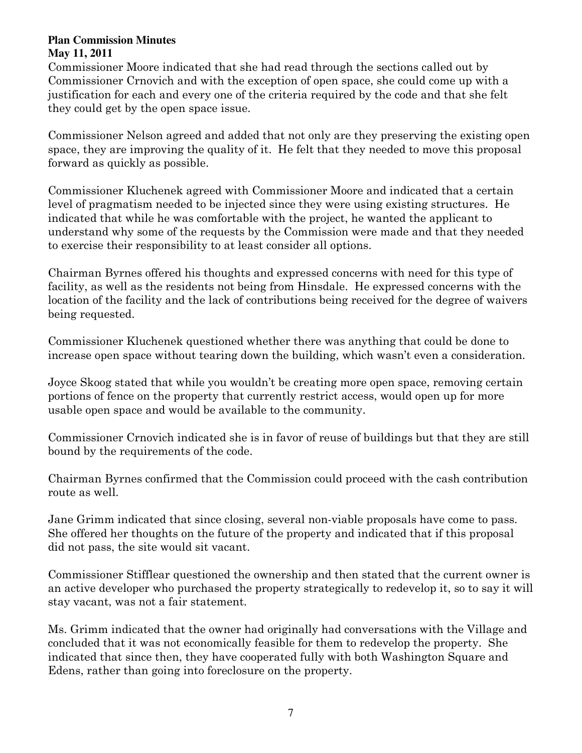Commissioner Moore indicated that she had read through the sections called out by Commissioner Crnovich and with the exception of open space, she could come up with a justification for each and every one of the criteria required by the code and that she felt they could get by the open space issue.

Commissioner Nelson agreed and added that not only are they preserving the existing open space, they are improving the quality of it. He felt that they needed to move this proposal forward as quickly as possible.

Commissioner Kluchenek agreed with Commissioner Moore and indicated that a certain level of pragmatism needed to be injected since they were using existing structures. He indicated that while he was comfortable with the project, he wanted the applicant to understand why some of the requests by the Commission were made and that they needed to exercise their responsibility to at least consider all options.

Chairman Byrnes offered his thoughts and expressed concerns with need for this type of facility, as well as the residents not being from Hinsdale. He expressed concerns with the location of the facility and the lack of contributions being received for the degree of waivers being requested.

Commissioner Kluchenek questioned whether there was anything that could be done to increase open space without tearing down the building, which wasn't even a consideration.

Joyce Skoog stated that while you wouldn't be creating more open space, removing certain portions of fence on the property that currently restrict access, would open up for more usable open space and would be available to the community.

Commissioner Crnovich indicated she is in favor of reuse of buildings but that they are still bound by the requirements of the code.

Chairman Byrnes confirmed that the Commission could proceed with the cash contribution route as well.

Jane Grimm indicated that since closing, several non-viable proposals have come to pass. She offered her thoughts on the future of the property and indicated that if this proposal did not pass, the site would sit vacant.

Commissioner Stifflear questioned the ownership and then stated that the current owner is an active developer who purchased the property strategically to redevelop it, so to say it will stay vacant, was not a fair statement.

Ms. Grimm indicated that the owner had originally had conversations with the Village and concluded that it was not economically feasible for them to redevelop the property. She indicated that since then, they have cooperated fully with both Washington Square and Edens, rather than going into foreclosure on the property.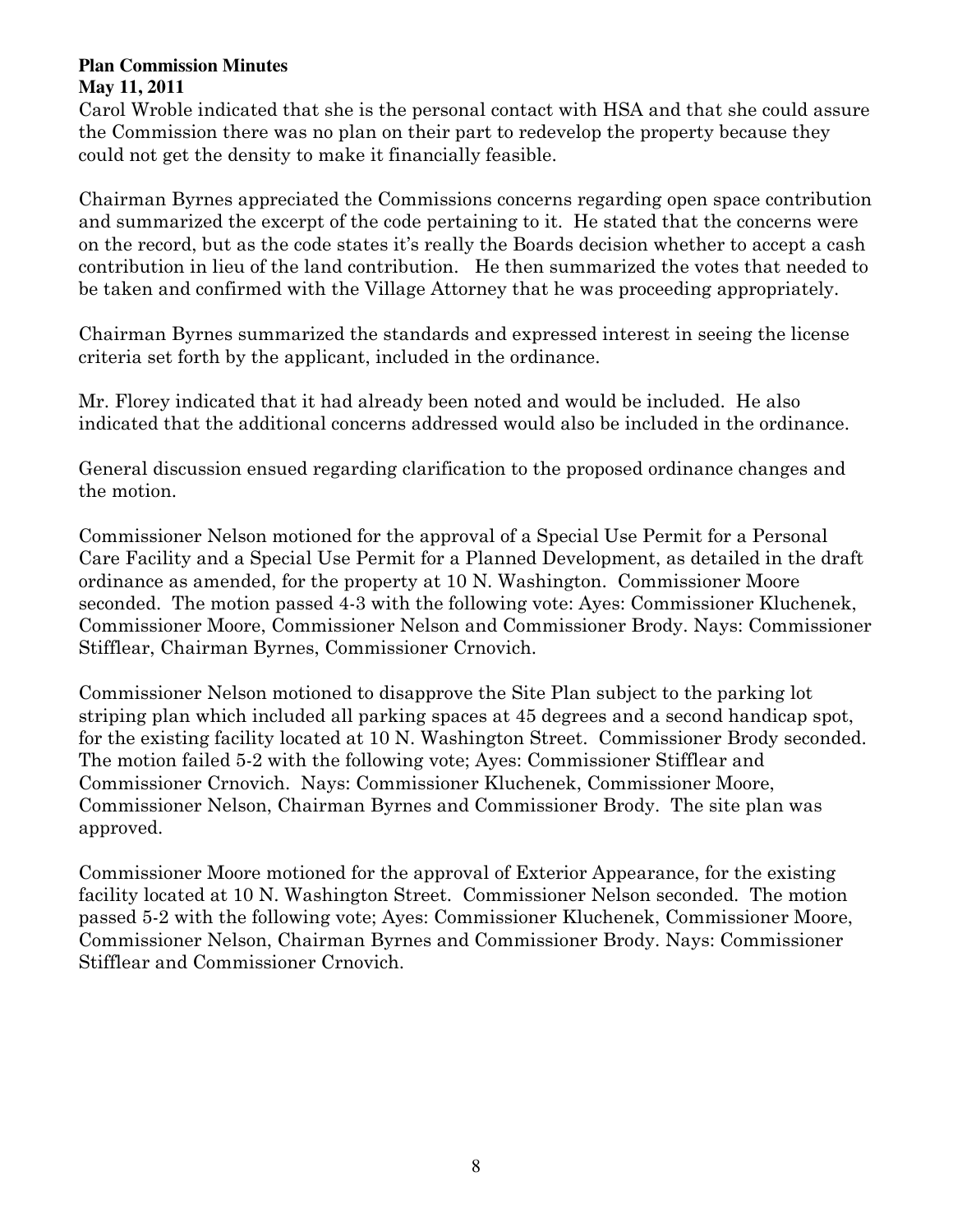Carol Wroble indicated that she is the personal contact with HSA and that she could assure the Commission there was no plan on their part to redevelop the property because they could not get the density to make it financially feasible.

Chairman Byrnes appreciated the Commissions concerns regarding open space contribution and summarized the excerpt of the code pertaining to it. He stated that the concerns were on the record, but as the code states it's really the Boards decision whether to accept a cash contribution in lieu of the land contribution. He then summarized the votes that needed to be taken and confirmed with the Village Attorney that he was proceeding appropriately.

Chairman Byrnes summarized the standards and expressed interest in seeing the license criteria set forth by the applicant, included in the ordinance.

Mr. Florey indicated that it had already been noted and would be included. He also indicated that the additional concerns addressed would also be included in the ordinance.

General discussion ensued regarding clarification to the proposed ordinance changes and the motion.

Commissioner Nelson motioned for the approval of a Special Use Permit for a Personal Care Facility and a Special Use Permit for a Planned Development, as detailed in the draft ordinance as amended, for the property at 10 N. Washington. Commissioner Moore seconded. The motion passed 4-3 with the following vote: Ayes: Commissioner Kluchenek, Commissioner Moore, Commissioner Nelson and Commissioner Brody. Nays: Commissioner Stifflear, Chairman Byrnes, Commissioner Crnovich.

Commissioner Nelson motioned to disapprove the Site Plan subject to the parking lot striping plan which included all parking spaces at 45 degrees and a second handicap spot, for the existing facility located at 10 N. Washington Street. Commissioner Brody seconded. The motion failed 5-2 with the following vote; Ayes: Commissioner Stifflear and Commissioner Crnovich. Nays: Commissioner Kluchenek, Commissioner Moore, Commissioner Nelson, Chairman Byrnes and Commissioner Brody. The site plan was approved.

Commissioner Moore motioned for the approval of Exterior Appearance, for the existing facility located at 10 N. Washington Street. Commissioner Nelson seconded. The motion passed 5-2 with the following vote; Ayes: Commissioner Kluchenek, Commissioner Moore, Commissioner Nelson, Chairman Byrnes and Commissioner Brody. Nays: Commissioner Stifflear and Commissioner Crnovich.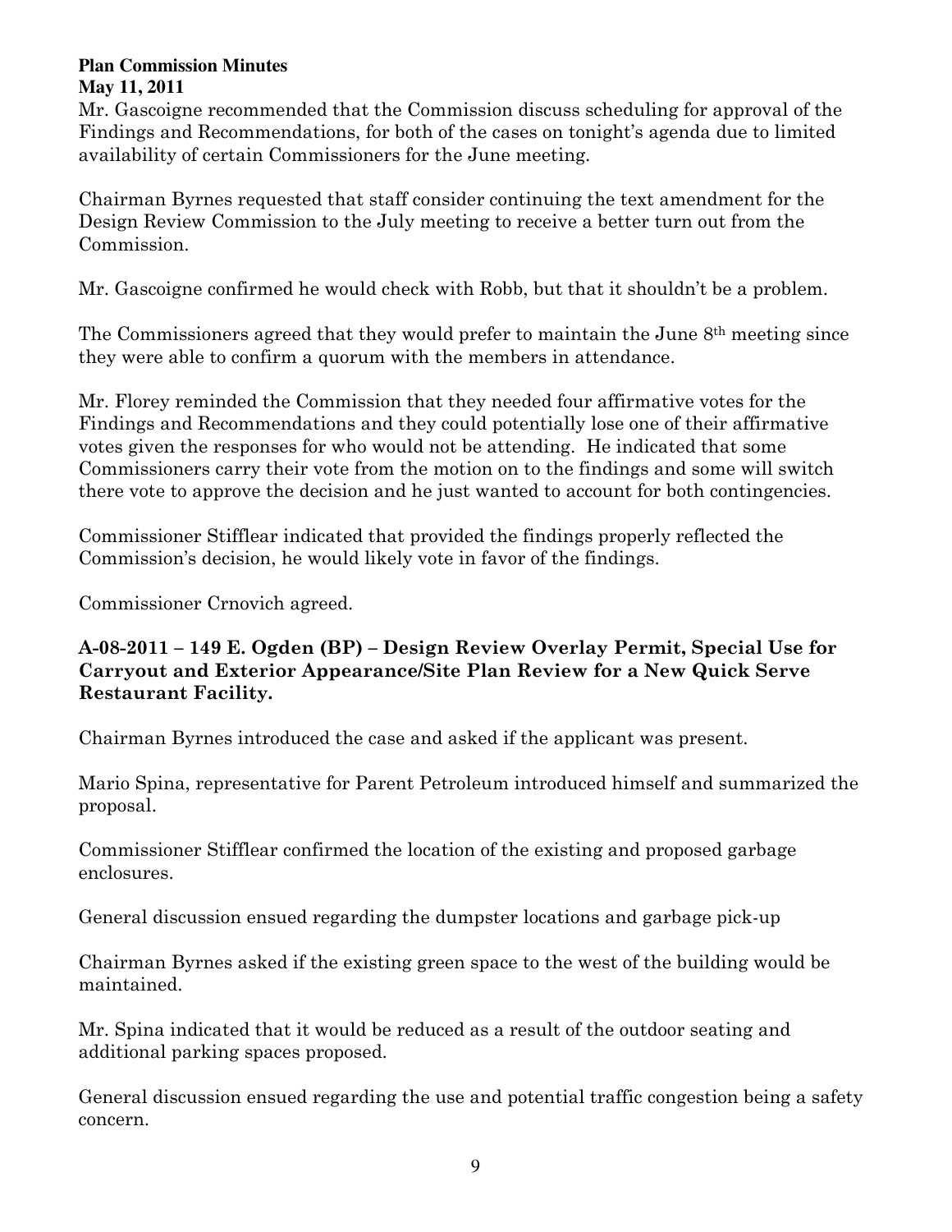**Plan Commission Minutes**
**May 11, 2011**

Mr. Gascoigne recommended that the Commission discuss scheduling for approval of the Findings and Recommendations, for both of the cases on tonight's agenda due to limited availability of certain Commissioners for the June meeting.

Chairman Byrnes requested that staff consider continuing the text amendment for the Design Review Commission to the July meeting to receive a better turn out from the Commission.

Mr. Gascoigne confirmed he would check with Robb, but that it shouldn't be a problem.

The Commissioners agreed that they would prefer to maintain the June 8th meeting since they were able to confirm a quorum with the members in attendance.

Mr. Florey reminded the Commission that they needed four affirmative votes for the Findings and Recommendations and they could potentially lose one of their affirmative votes given the responses for who would not be attending. He indicated that some Commissioners carry their vote from the motion on to the findings and some will switch there vote to approve the decision and he just wanted to account for both contingencies.

Commissioner Stifflear indicated that provided the findings properly reflected the Commission's decision, he would likely vote in favor of the findings.

Commissioner Crnovich agreed.

**A-08-2011 – 149 E. Ogden (BP) – Design Review Overlay Permit, Special Use for Carryout and Exterior Appearance/Site Plan Review for a New Quick Serve Restaurant Facility.**

Chairman Byrnes introduced the case and asked if the applicant was present.

Mario Spina, representative for Parent Petroleum introduced himself and summarized the proposal.

Commissioner Stifflear confirmed the location of the existing and proposed garbage enclosures.

General discussion ensued regarding the dumpster locations and garbage pick-up

Chairman Byrnes asked if the existing green space to the west of the building would be maintained.

Mr. Spina indicated that it would be reduced as a result of the outdoor seating and additional parking spaces proposed.

General discussion ensued regarding the use and potential traffic congestion being a safety concern.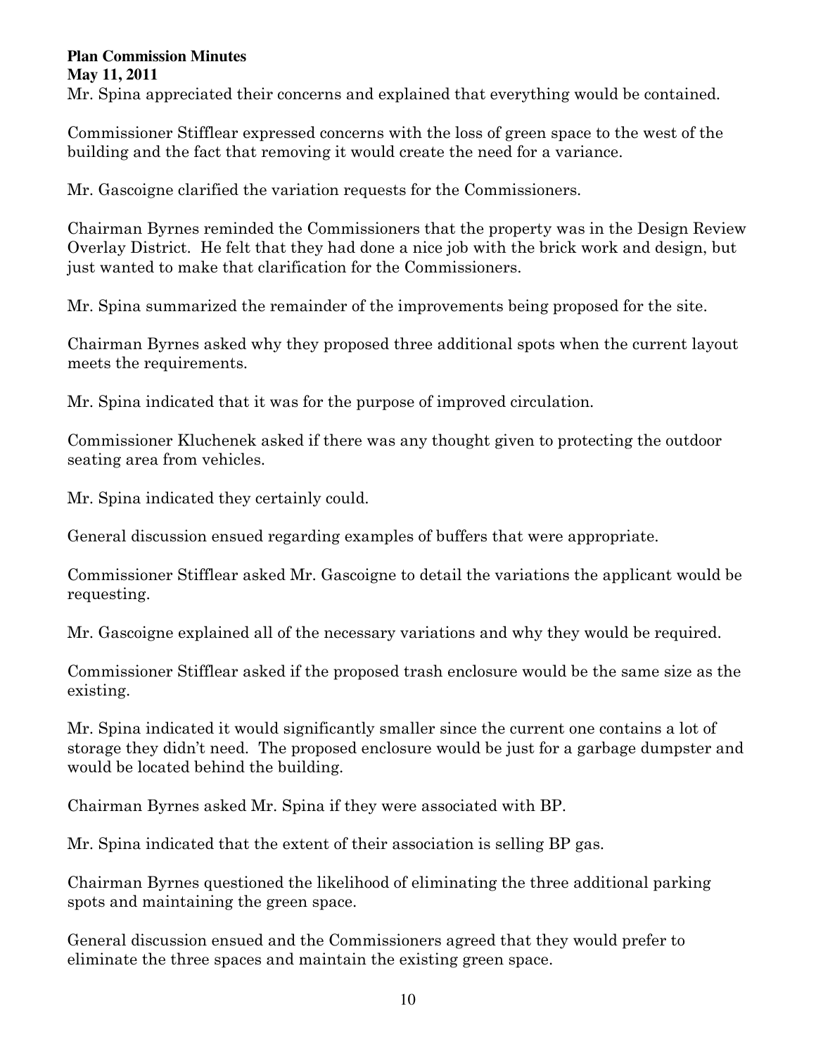Mr. Spina appreciated their concerns and explained that everything would be contained.

Commissioner Stifflear expressed concerns with the loss of green space to the west of the building and the fact that removing it would create the need for a variance.

Mr. Gascoigne clarified the variation requests for the Commissioners.

Chairman Byrnes reminded the Commissioners that the property was in the Design Review Overlay District. He felt that they had done a nice job with the brick work and design, but just wanted to make that clarification for the Commissioners.

Mr. Spina summarized the remainder of the improvements being proposed for the site.

Chairman Byrnes asked why they proposed three additional spots when the current layout meets the requirements.

Mr. Spina indicated that it was for the purpose of improved circulation.

Commissioner Kluchenek asked if there was any thought given to protecting the outdoor seating area from vehicles.

Mr. Spina indicated they certainly could.

General discussion ensued regarding examples of buffers that were appropriate.

Commissioner Stifflear asked Mr. Gascoigne to detail the variations the applicant would be requesting.

Mr. Gascoigne explained all of the necessary variations and why they would be required.

Commissioner Stifflear asked if the proposed trash enclosure would be the same size as the existing.

Mr. Spina indicated it would significantly smaller since the current one contains a lot of storage they didn't need. The proposed enclosure would be just for a garbage dumpster and would be located behind the building.

Chairman Byrnes asked Mr. Spina if they were associated with BP.

Mr. Spina indicated that the extent of their association is selling BP gas.

Chairman Byrnes questioned the likelihood of eliminating the three additional parking spots and maintaining the green space.

General discussion ensued and the Commissioners agreed that they would prefer to eliminate the three spaces and maintain the existing green space.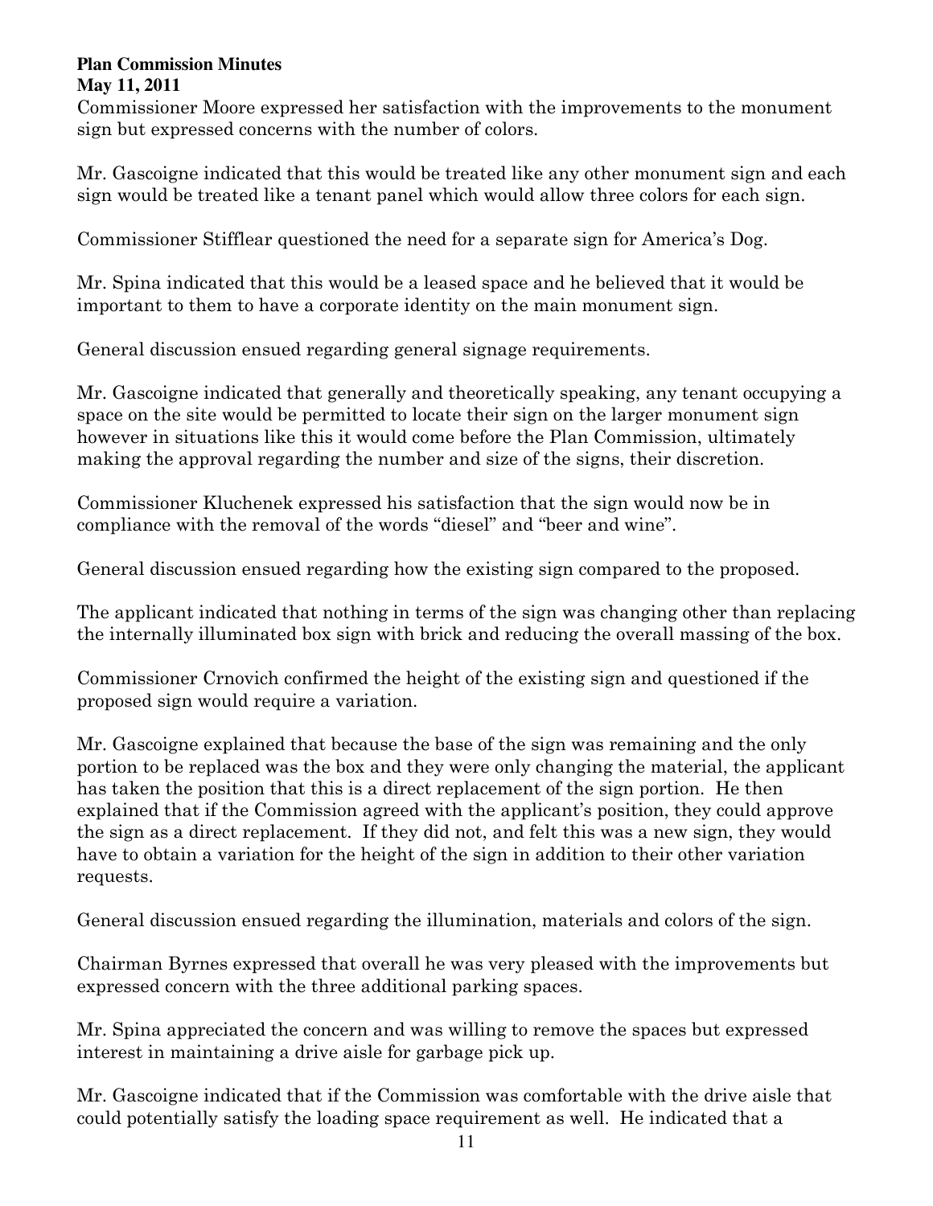Commissioner Moore expressed her satisfaction with the improvements to the monument sign but expressed concerns with the number of colors.

Mr. Gascoigne indicated that this would be treated like any other monument sign and each sign would be treated like a tenant panel which would allow three colors for each sign.

Commissioner Stifflear questioned the need for a separate sign for America's Dog.

Mr. Spina indicated that this would be a leased space and he believed that it would be important to them to have a corporate identity on the main monument sign.

General discussion ensued regarding general signage requirements.

Mr. Gascoigne indicated that generally and theoretically speaking, any tenant occupying a space on the site would be permitted to locate their sign on the larger monument sign however in situations like this it would come before the Plan Commission, ultimately making the approval regarding the number and size of the signs, their discretion.

Commissioner Kluchenek expressed his satisfaction that the sign would now be in compliance with the removal of the words "diesel" and "beer and wine".

General discussion ensued regarding how the existing sign compared to the proposed.

The applicant indicated that nothing in terms of the sign was changing other than replacing the internally illuminated box sign with brick and reducing the overall massing of the box.

Commissioner Crnovich confirmed the height of the existing sign and questioned if the proposed sign would require a variation.

Mr. Gascoigne explained that because the base of the sign was remaining and the only portion to be replaced was the box and they were only changing the material, the applicant has taken the position that this is a direct replacement of the sign portion. He then explained that if the Commission agreed with the applicant's position, they could approve the sign as a direct replacement. If they did not, and felt this was a new sign, they would have to obtain a variation for the height of the sign in addition to their other variation requests.

General discussion ensued regarding the illumination, materials and colors of the sign.

Chairman Byrnes expressed that overall he was very pleased with the improvements but expressed concern with the three additional parking spaces.

Mr. Spina appreciated the concern and was willing to remove the spaces but expressed interest in maintaining a drive aisle for garbage pick up.

Mr. Gascoigne indicated that if the Commission was comfortable with the drive aisle that could potentially satisfy the loading space requirement as well. He indicated that a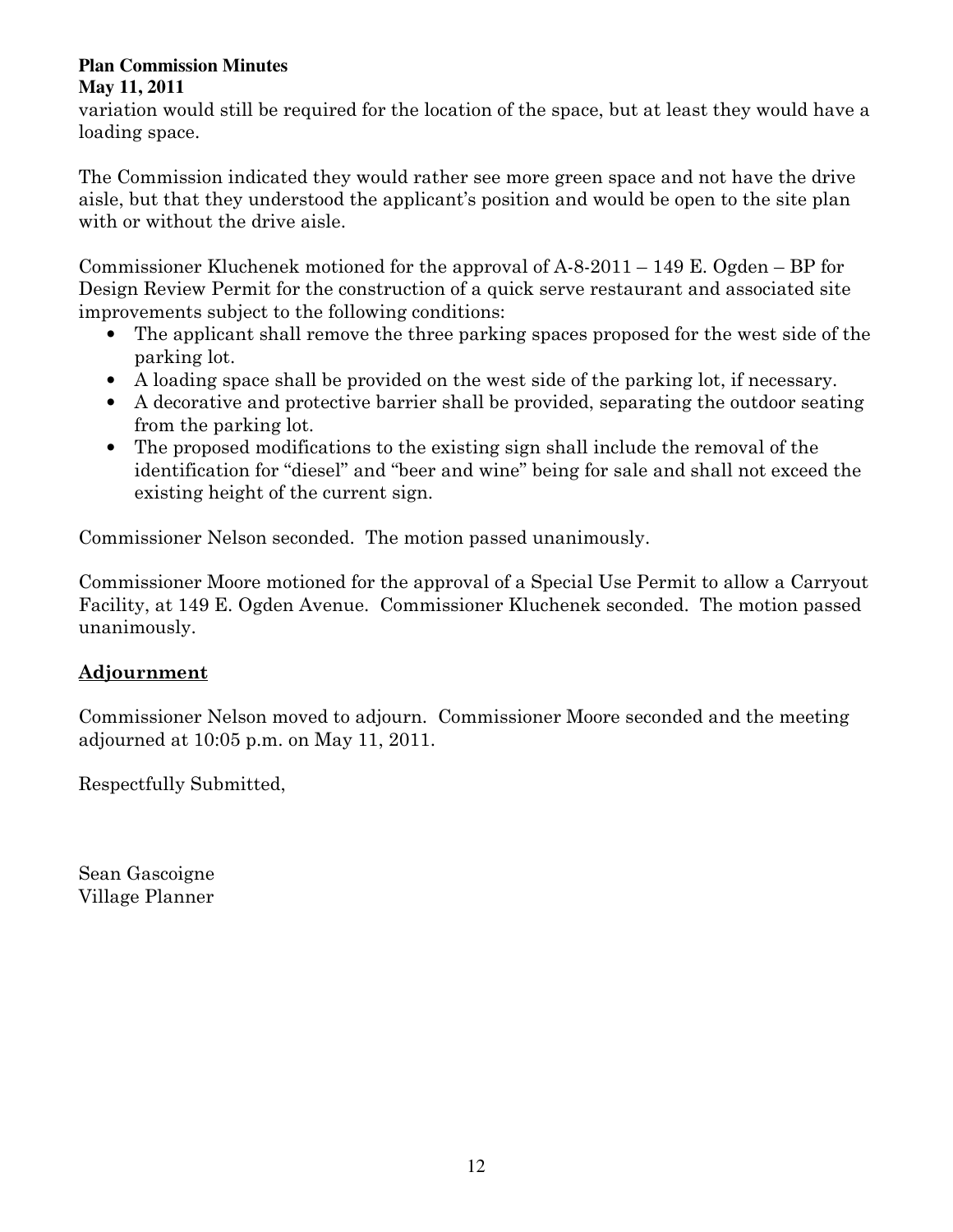variation would still be required for the location of the space, but at least they would have a loading space.

The Commission indicated they would rather see more green space and not have the drive aisle, but that they understood the applicant's position and would be open to the site plan with or without the drive aisle.

Commissioner Kluchenek motioned for the approval of A-8-2011 – 149 E. Ogden – BP for Design Review Permit for the construction of a quick serve restaurant and associated site improvements subject to the following conditions:

- The applicant shall remove the three parking spaces proposed for the west side of the parking lot.
- A loading space shall be provided on the west side of the parking lot, if necessary.
- A decorative and protective barrier shall be provided, separating the outdoor seating from the parking lot.
- The proposed modifications to the existing sign shall include the removal of the identification for "diesel" and "beer and wine" being for sale and shall not exceed the existing height of the current sign.

Commissioner Nelson seconded. The motion passed unanimously.

Commissioner Moore motioned for the approval of a Special Use Permit to allow a Carryout Facility, at 149 E. Ogden Avenue. Commissioner Kluchenek seconded. The motion passed unanimously.

## Adjournment

Commissioner Nelson moved to adjourn. Commissioner Moore seconded and the meeting adjourned at 10:05 p.m. on May 11, 2011.

Respectfully Submitted,

Sean Gascoigne
Village Planner